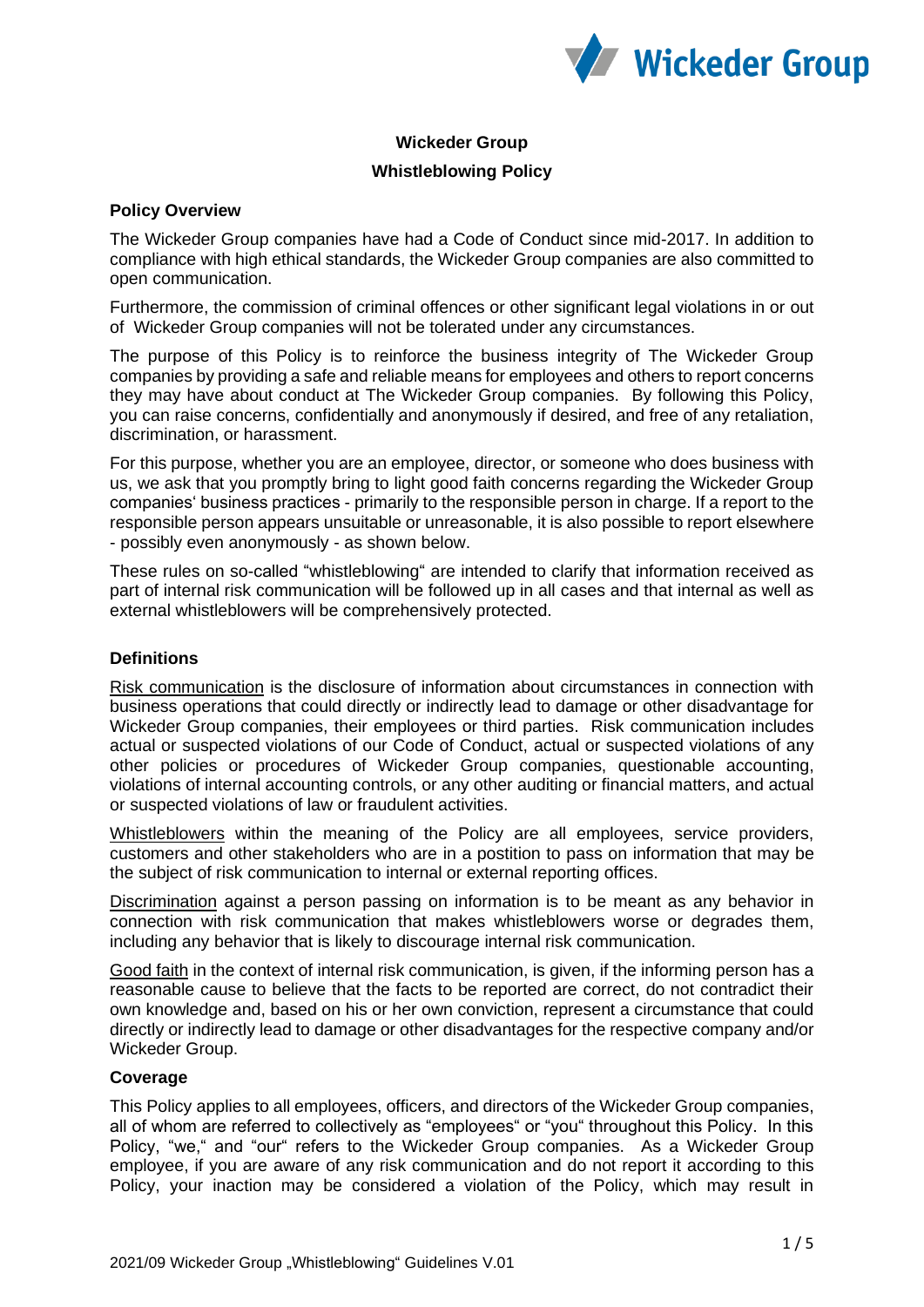# Wickeder Group

## Whistleblowing Policy

### Policy Overview

The Wickeder Group companies have had a Code of Conduct since mid-2017. In addition to compliance with high ethical standards, the Wickeder Group companies are also committed to open communication.

Furthermore, the commission of criminal offences or other significant legal violations in or out of Wickeder Group companies will not be tolerated under any circumstances.

The purpose of this Policy is to reinforce the business integrity of The Wickeder Group companies by providing a safe and reliable means for employees and others to report concerns they may have about conduct at The Wickeder Group companies. By following this Policy, you can raise concerns, confidentially and anonymously if desired, and free of any retaliation, discrimination, or harassment.

For this purpose, whether you are an employee, director, or someone who does business with us, we ask that you promptly bring to light good faith concerns regarding the Wickeder Group companies' business practices - primarily to the responsible person in charge. If a report to the responsible person appears unsuitable or unreasonable, it is also possible to report elsewhere - possibly even anonymously - as shown below.

These rules on so-called "whistleblowing" are intended to clarify that information received as part of internal risk communication will be followed up in all cases and that internal as well as external whistleblowers will be comprehensively protected.

### Definitions

Risk communication is the disclosure of information about circumstances in connection with business operations that could directly or indirectly lead to damage or other disadvantage for Wickeder Group companies, their employees or third parties. Risk communication includes actual or suspected violations of our Code of Conduct, actual or suspected violations of any other policies or procedures of Wickeder Group companies, questionable accounting, violations of internal accounting controls, or any other auditing or financial matters, and actual or suspected violations of law or fraudulent activities.

Whistleblowers within the meaning of the Policy are all employees, service providers, customers and other stakeholders who are in a postition to pass on information that may be the subject of risk communication to internal or external reporting offices.

Discrimination against a person passing on information is to be meant as any behavior in connection with risk communication that makes whistleblowers worse or degrades them, including any behavior that is likely to discourage internal risk communication.

Good faith in the context of internal risk communication, is given, if the informing person has a reasonable cause to believe that the facts to be reported are correct, do not contradict their own knowledge and, based on his or her own conviction, represent a circumstance that could directly or indirectly lead to damage or other disadvantages for the respective company and/or Wickeder Group.

### Coverage

This Policy applies to all employees, officers, and directors of the Wickeder Group companies, all of whom are referred to collectively as "employees" or "you" throughout this Policy. In this Policy, "we," and "our" refers to the Wickeder Group companies. As a Wickeder Group employee, if you are aware of any risk communication and do not report it according to this Policy, your inaction may be considered a violation of the Policy, which may result in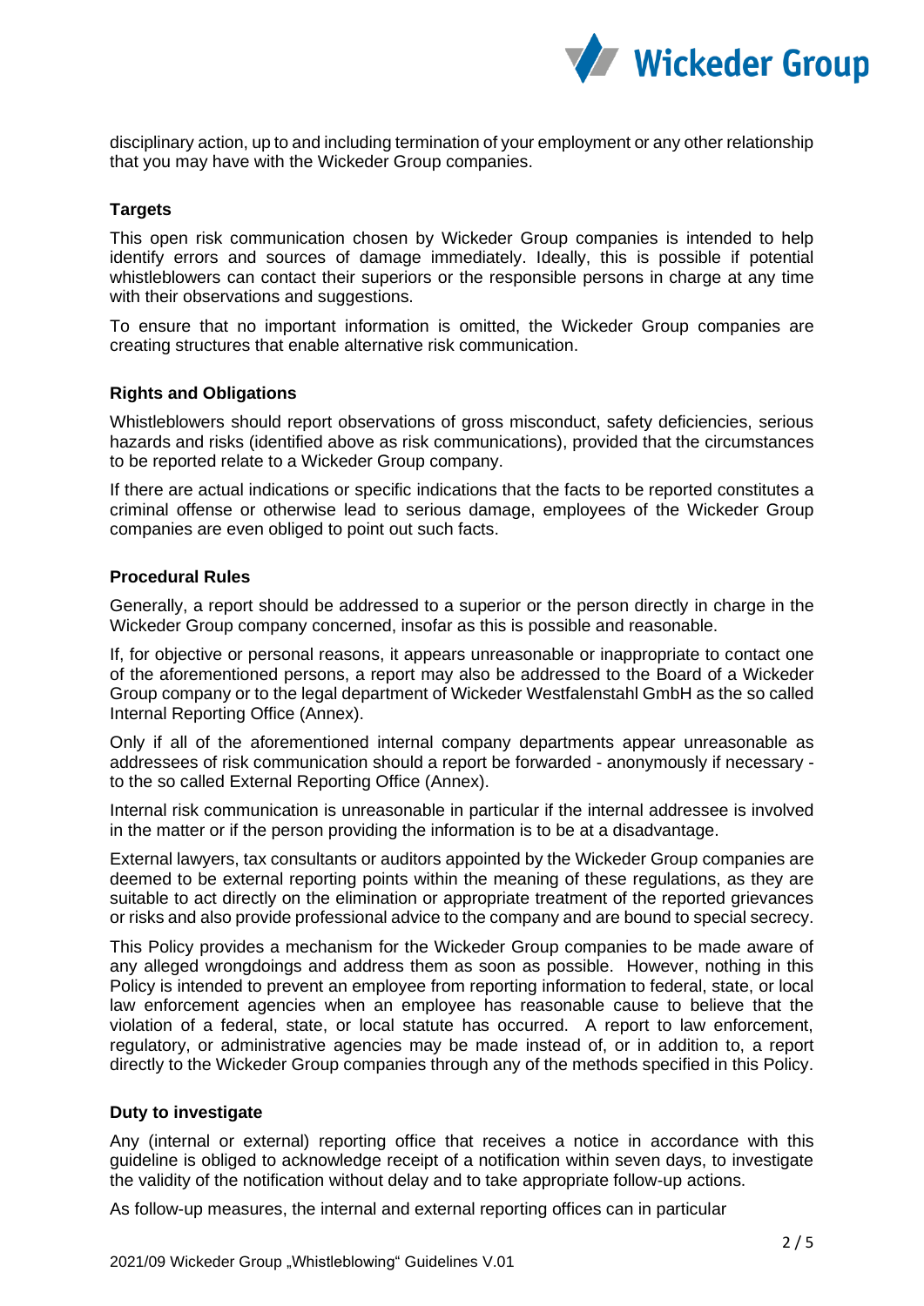disciplinary action, up to and including termination of your employment or any other relationship that you may have with the Wickeder Group companies.

**Targets**

This open risk communication chosen by Wickeder Group companies is intended to help identify errors and sources of damage immediately. Ideally, this is possible if potential whistleblowers can contact their superiors or the responsible persons in charge at any time with their observations and suggestions.

To ensure that no important information is omitted, the Wickeder Group companies are creating structures that enable alternative risk communication.

**Rights and Obligations**

Whistleblowers should report observations of gross misconduct, safety deficiencies, serious hazards and risks (identified above as risk communications), provided that the circumstances to be reported relate to a Wickeder Group company.

If there are actual indications or specific indications that the facts to be reported constitutes a criminal offense or otherwise lead to serious damage, employees of the Wickeder Group companies are even obliged to point out such facts.

**Procedural Rules**

Generally, a report should be addressed to a superior or the person directly in charge in the Wickeder Group company concerned, insofar as this is possible and reasonable.

If, for objective or personal reasons, it appears unreasonable or inappropriate to contact one of the aforementioned persons, a report may also be addressed to the Board of a Wickeder Group company or to the legal department of Wickeder Westfalenstahl GmbH as the so called Internal Reporting Office (Annex).

Only if all of the aforementioned internal company departments appear unreasonable as addressees of risk communication should a report be forwarded - anonymously if necessary - to the so called External Reporting Office (Annex).

Internal risk communication is unreasonable in particular if the internal addressee is involved in the matter or if the person providing the information is to be at a disadvantage.

External lawyers, tax consultants or auditors appointed by the Wickeder Group companies are deemed to be external reporting points within the meaning of these regulations, as they are suitable to act directly on the elimination or appropriate treatment of the reported grievances or risks and also provide professional advice to the company and are bound to special secrecy.

This Policy provides a mechanism for the Wickeder Group companies to be made aware of any alleged wrongdoings and address them as soon as possible. However, nothing in this Policy is intended to prevent an employee from reporting information to federal, state, or local law enforcement agencies when an employee has reasonable cause to believe that the violation of a federal, state, or local statute has occurred. A report to law enforcement, regulatory, or administrative agencies may be made instead of, or in addition to, a report directly to the Wickeder Group companies through any of the methods specified in this Policy.

**Duty to investigate**

Any (internal or external) reporting office that receives a notice in accordance with this guideline is obliged to acknowledge receipt of a notification within seven days, to investigate the validity of the notification without delay and to take appropriate follow-up actions.

As follow-up measures, the internal and external reporting offices can in particular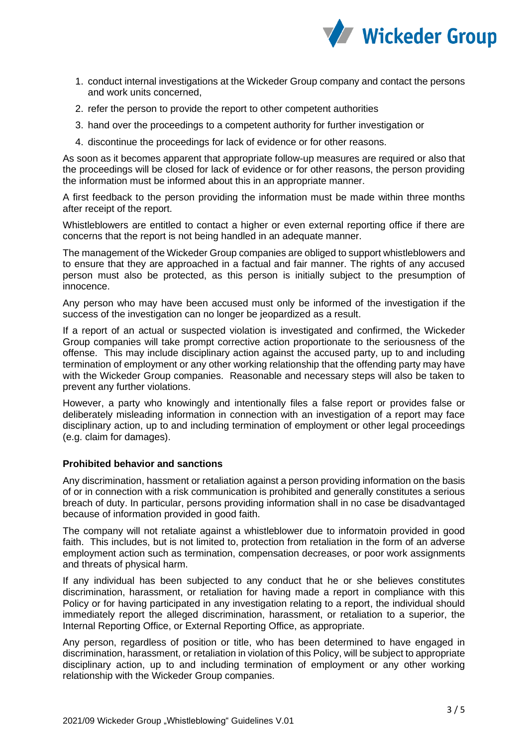1. conduct internal investigations at the Wickeder Group company and contact the persons and work units concerned,
2. refer the person to provide the report to other competent authorities
3. hand over the proceedings to a competent authority for further investigation or
4. discontinue the proceedings for lack of evidence or for other reasons.

As soon as it becomes apparent that appropriate follow-up measures are required or also that the proceedings will be closed for lack of evidence or for other reasons, the person providing the information must be informed about this in an appropriate manner.

A first feedback to the person providing the information must be made within three months after receipt of the report.

Whistleblowers are entitled to contact a higher or even external reporting office if there are concerns that the report is not being handled in an adequate manner.

The management of the Wickeder Group companies are obliged to support whistleblowers and to ensure that they are approached in a factual and fair manner. The rights of any accused person must also be protected, as this person is initially subject to the presumption of innocence.

Any person who may have been accused must only be informed of the investigation if the success of the investigation can no longer be jeopardized as a result.

If a report of an actual or suspected violation is investigated and confirmed, the Wickeder Group companies will take prompt corrective action proportionate to the seriousness of the offense. This may include disciplinary action against the accused party, up to and including termination of employment or any other working relationship that the offending party may have with the Wickeder Group companies. Reasonable and necessary steps will also be taken to prevent any further violations.

However, a party who knowingly and intentionally files a false report or provides false or deliberately misleading information in connection with an investigation of a report may face disciplinary action, up to and including termination of employment or other legal proceedings (e.g. claim for damages).

**Prohibited behavior and sanctions**

Any discrimination, hassment or retaliation against a person providing information on the basis of or in connection with a risk communication is prohibited and generally constitutes a serious breach of duty. In particular, persons providing information shall in no case be disadvantaged because of information provided in good faith.

The company will not retaliate against a whistleblower due to informatoin provided in good faith. This includes, but is not limited to, protection from retaliation in the form of an adverse employment action such as termination, compensation decreases, or poor work assignments and threats of physical harm.

If any individual has been subjected to any conduct that he or she believes constitutes discrimination, harassment, or retaliation for having made a report in compliance with this Policy or for having participated in any investigation relating to a report, the individual should immediately report the alleged discrimination, harassment, or retaliation to a superior, the Internal Reporting Office, or External Reporting Office, as appropriate.

Any person, regardless of position or title, who has been determined to have engaged in discrimination, harassment, or retaliation in violation of this Policy, will be subject to appropriate disciplinary action, up to and including termination of employment or any other working relationship with the Wickeder Group companies.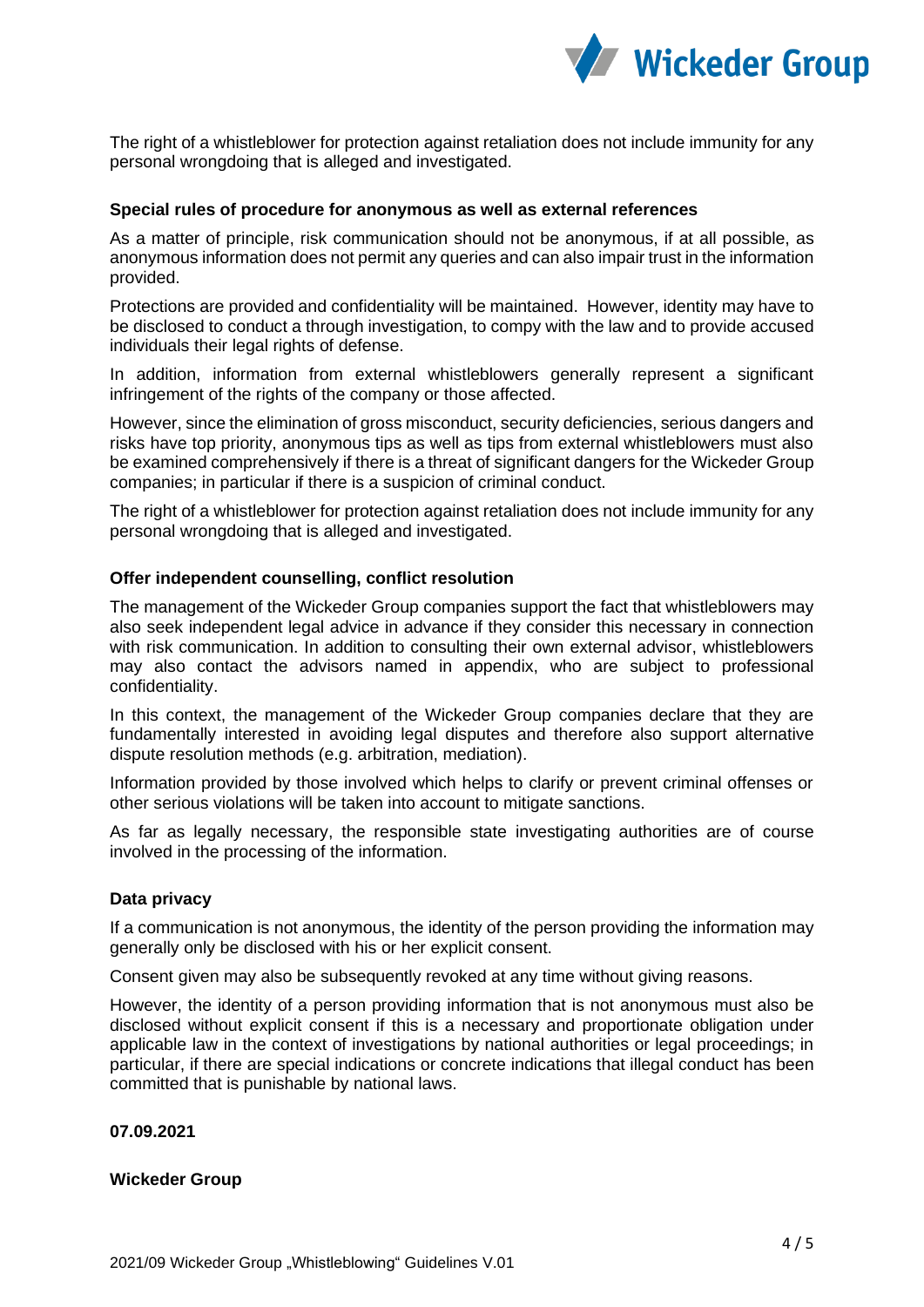The right of a whistleblower for protection against retaliation does not include immunity for any personal wrongdoing that is alleged and investigated.

**Special rules of procedure for anonymous as well as external references**

As a matter of principle, risk communication should not be anonymous, if at all possible, as anonymous information does not permit any queries and can also impair trust in the information provided.

Protections are provided and confidentiality will be maintained. However, identity may have to be disclosed to conduct a through investigation, to compy with the law and to provide accused individuals their legal rights of defense.

In addition, information from external whistleblowers generally represent a significant infringement of the rights of the company or those affected.

However, since the elimination of gross misconduct, security deficiencies, serious dangers and risks have top priority, anonymous tips as well as tips from external whistleblowers must also be examined comprehensively if there is a threat of significant dangers for the Wickeder Group companies; in particular if there is a suspicion of criminal conduct.

The right of a whistleblower for protection against retaliation does not include immunity for any personal wrongdoing that is alleged and investigated.

**Offer independent counselling, conflict resolution**

The management of the Wickeder Group companies support the fact that whistleblowers may also seek independent legal advice in advance if they consider this necessary in connection with risk communication. In addition to consulting their own external advisor, whistleblowers may also contact the advisors named in appendix, who are subject to professional confidentiality.

In this context, the management of the Wickeder Group companies declare that they are fundamentally interested in avoiding legal disputes and therefore also support alternative dispute resolution methods (e.g. arbitration, mediation).

Information provided by those involved which helps to clarify or prevent criminal offenses or other serious violations will be taken into account to mitigate sanctions.

As far as legally necessary, the responsible state investigating authorities are of course involved in the processing of the information.

**Data privacy**

If a communication is not anonymous, the identity of the person providing the information may generally only be disclosed with his or her explicit consent.

Consent given may also be subsequently revoked at any time without giving reasons.

However, the identity of a person providing information that is not anonymous must also be disclosed without explicit consent if this is a necessary and proportionate obligation under applicable law in the context of investigations by national authorities or legal proceedings; in particular, if there are special indications or concrete indications that illegal conduct has been committed that is punishable by national laws.

**07.09.2021**

**Wickeder Group**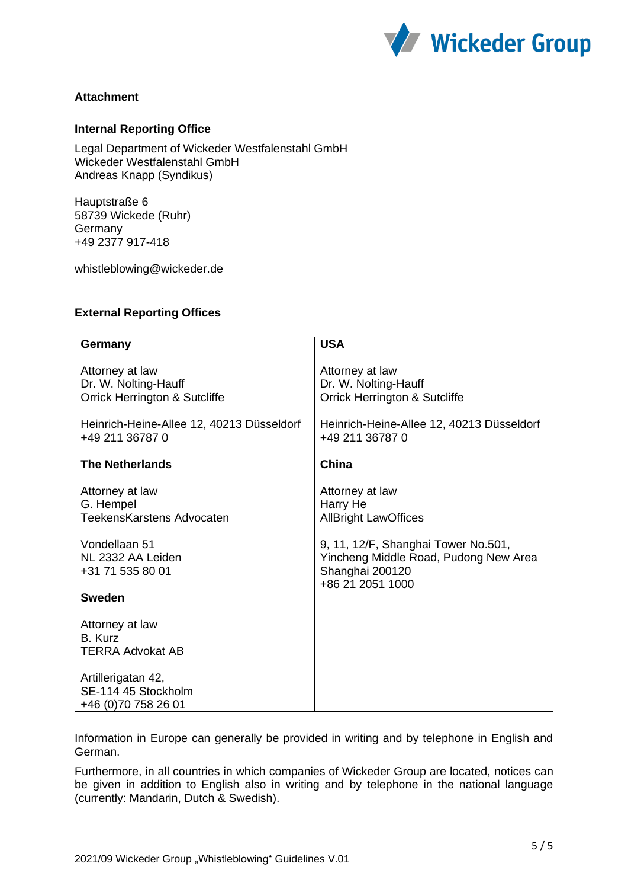**Attachment**

**Internal Reporting Office**

Legal Department of Wickeder Westfalenstahl GmbH
Wickeder Westfalenstahl GmbH
Andreas Knapp (Syndikus)

Hauptstraße 6
58739 Wickede (Ruhr)
Germany
+49 2377 917-418

whistleblowing@wickeder.de

**External Reporting Offices**

| | |
|---|---|
| **Germany**<br><br>Attorney at law<br>Dr. W. Nolting-Hauff<br>Orrick Herrington & Sutcliffe<br><br>Heinrich-Heine-Allee 12, 40213 Düsseldorf<br>+49 211 36787 0 | **USA**<br><br>Attorney at law<br>Dr. W. Nolting-Hauff<br>Orrick Herrington & Sutcliffe<br><br>Heinrich-Heine-Allee 12, 40213 Düsseldorf<br>+49 211 36787 0 |
| **The Netherlands**<br><br>Attorney at law<br>G. Hempel<br>TeekensKarstens Advocaten<br><br>Vondellaan 51<br>NL 2332 AA Leiden<br>+31 71 535 80 01 | **China**<br><br>Attorney at law<br>Harry He<br>AllBright LawOffices<br><br>9, 11, 12/F, Shanghai Tower No.501,<br>Yincheng Middle Road, Pudong New Area<br>Shanghai 200120<br>+86 21 2051 1000 |
| **Sweden**<br><br>Attorney at law<br>B. Kurz<br>TERRA Advokat AB<br><br>Artillerigatan 42,<br>SE-114 45 Stockholm<br>+46 (0)70 758 26 01 | |

Information in Europe can generally be provided in writing and by telephone in English and German.

Furthermore, in all countries in which companies of Wickeder Group are located, notices can be given in addition to English also in writing and by telephone in the national language (currently: Mandarin, Dutch & Swedish).